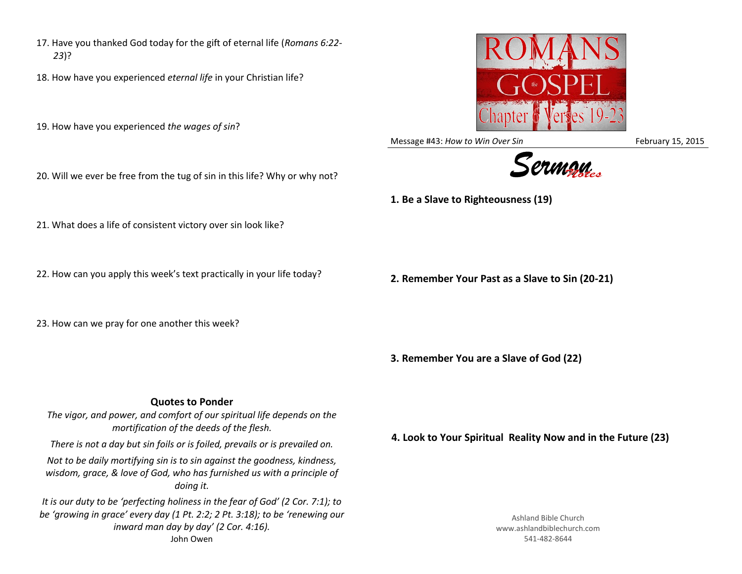17. Have you thanked God today for the gift of eternal life (*Romans 6:22-23*)?

18. How have you experienced *eternal life* in your Christian life?

19. How have you experienced *the wages of sin*?

20. Will we ever be free from the tug of sin in this life? Why or why not?

21. What does a life of consistent victory over sin look like?

22. How can you apply this week's text practically in your life today?

23. How can we pray for one another this week?

### Quotes to Ponder

*The vigor, and power, and comfort of our spiritual life depends on the mortification of the deeds of the flesh.*

*There is not a day but sin foils or is foiled, prevails or is prevailed on.*

*Not to be daily mortifying sin is to sin against the goodness, kindness, wisdom, grace, & love of God, who has furnished us with a principle of doing it.*

*It is our duty to be 'perfecting holiness in the fear of God' (2 Cor. 7:1); to be 'growing in grace' every day (1 Pt. 2:2; 2 Pt. 3:18); to be 'renewing our inward man day by day' (2 Cor. 4:16).*

John Owen

# ROMANS the GOSPEL
## Chapter 6 Verses 19-23

Message #43: *How to Win Over Sin* February 15, 2015

## Sermon Notes

**1. Be a Slave to Righteousness (19)**

**2. Remember Your Past as a Slave to Sin (20-21)**

**3. Remember You are a Slave of God (22)**

**4. Look to Your Spiritual Reality Now and in the Future (23)**

Ashland Bible Church
www.ashlandbiblechurch.com
541-482-8644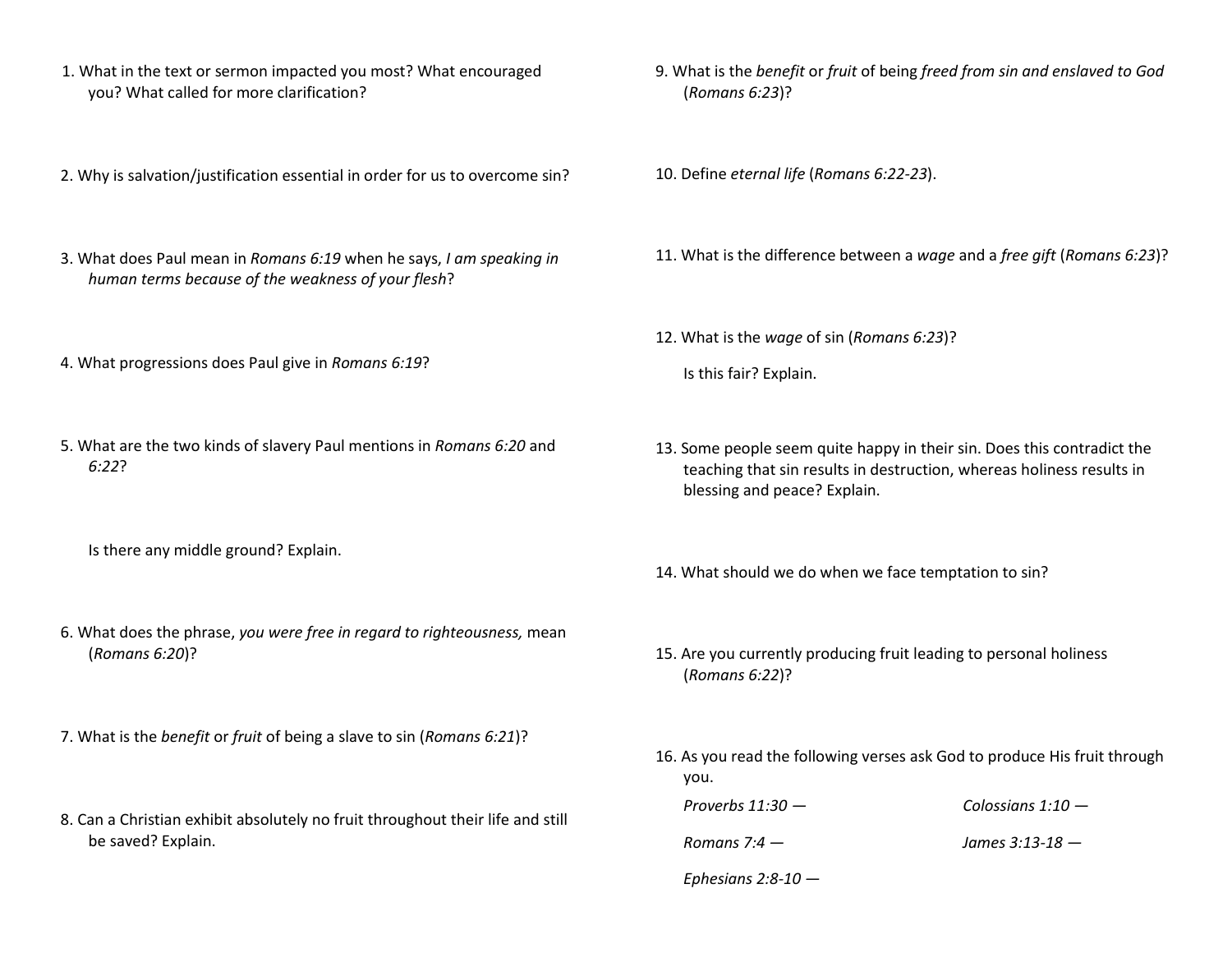1. What in the text or sermon impacted you most? What encouraged you? What called for more clarification?

2. Why is salvation/justification essential in order for us to overcome sin?

3. What does Paul mean in *Romans 6:19* when he says, *I am speaking in human terms because of the weakness of your flesh*?

4. What progressions does Paul give in *Romans 6:19*?

5. What are the two kinds of slavery Paul mentions in *Romans 6:20* and *6:22*?

   Is there any middle ground? Explain.

6. What does the phrase, *you were free in regard to righteousness,* mean (*Romans 6:20*)?

7. What is the *benefit* or *fruit* of being a slave to sin (*Romans 6:21*)?

8. Can a Christian exhibit absolutely no fruit throughout their life and still be saved? Explain.

9. What is the *benefit* or *fruit* of being *freed from sin and enslaved to God* (*Romans 6:23*)?

10. Define *eternal life* (*Romans 6:22-23*).

11. What is the difference between a *wage* and a *free gift* (*Romans 6:23*)?

12. What is the *wage* of sin (*Romans 6:23*)?

    Is this fair? Explain.

13. Some people seem quite happy in their sin. Does this contradict the teaching that sin results in destruction, whereas holiness results in blessing and peace? Explain.

14. What should we do when we face temptation to sin?

15. Are you currently producing fruit leading to personal holiness (*Romans 6:22*)?

16. As you read the following verses ask God to produce His fruit through you.

    *Proverbs 11:30 —*

    *Romans 7:4 —*

    *Ephesians 2:8-10 —*

    *Colossians 1:10 —*

    *James 3:13-18 —*